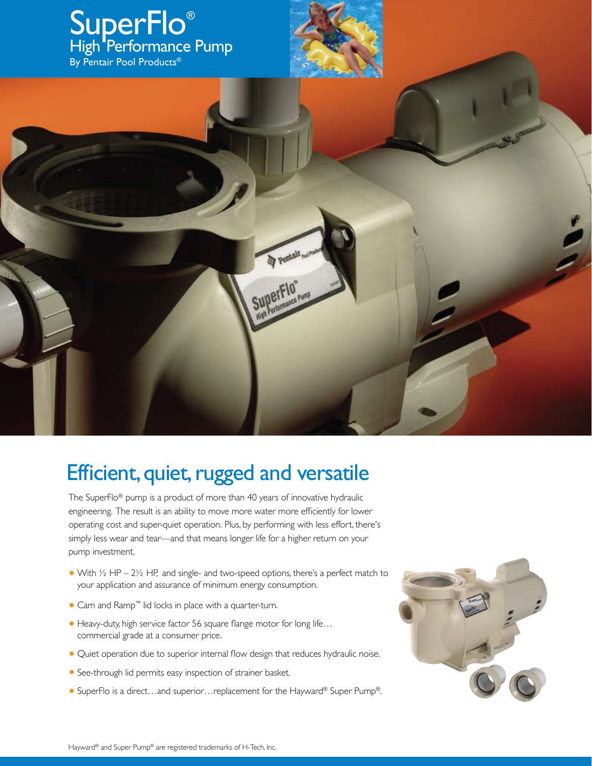# SuperFlo®

## High Performance Pump

By Pentair Pool Products®

## Efficient, quiet, rugged and versatile

The SuperFlo® pump is a product of more than 40 years of innovative hydraulic engineering. The result is an ability to move more water more efficiently for lower operating cost and super-quiet operation. Plus, by performing with less effort, there's simply less wear and tear—and that means longer life for a higher return on your pump investment.

- With ½ HP – 2½ HP, and single- and two-speed options, there's a perfect match to your application and assurance of minimum energy consumption.
- Cam and Ramp™ lid locks in place with a quarter-turn.
- Heavy-duty, high service factor 56 square flange motor for long life… commercial grade at a consumer price.
- Quiet operation due to superior internal flow design that reduces hydraulic noise.
- See-through lid permits easy inspection of strainer basket.
- SuperFlo is a direct…and superior…replacement for the Hayward® Super Pump®.

Hayward® and Super Pump® are registered trademarks of H-Tech, Inc.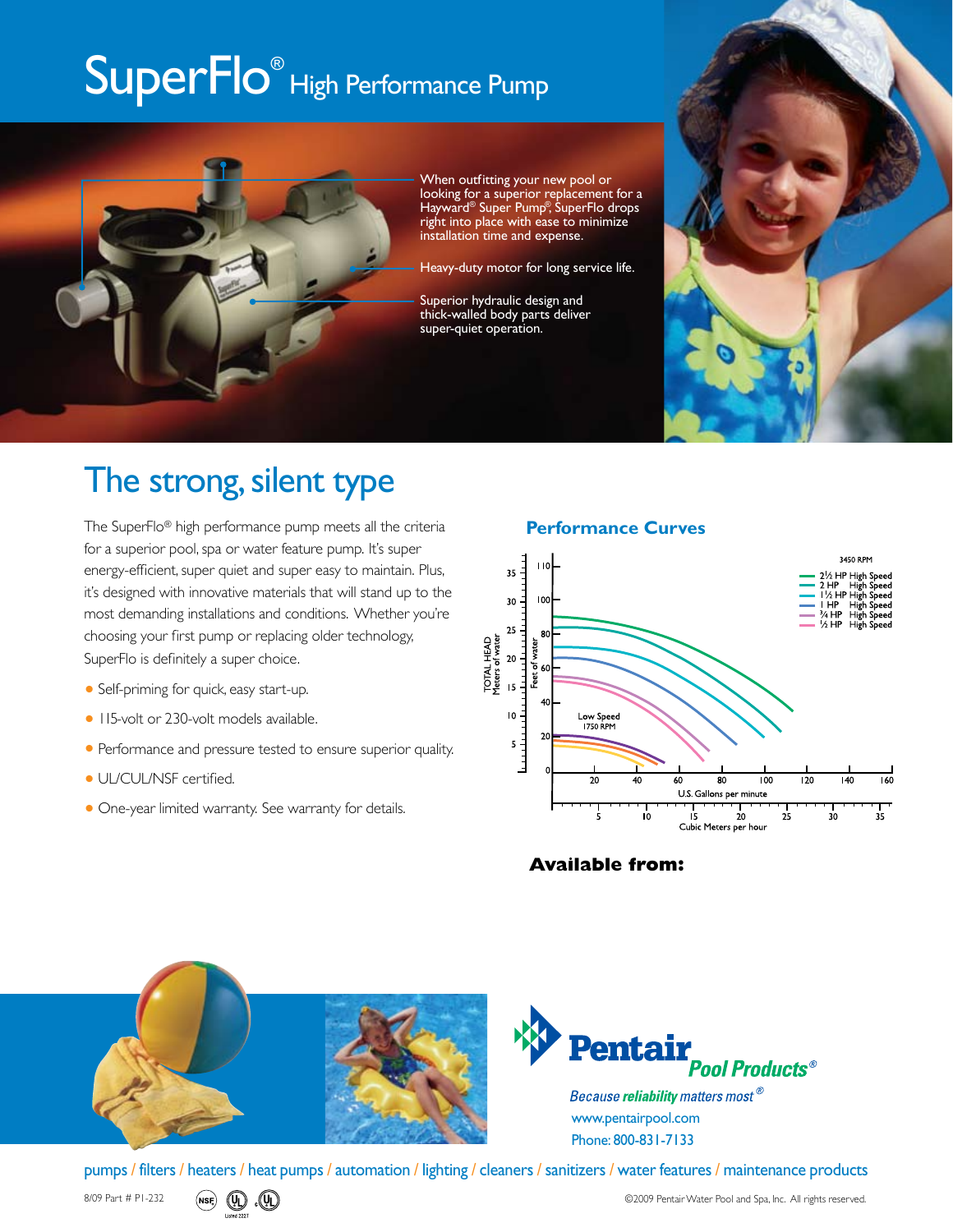# SuperFlo® High Performance Pump

When outfitting your new pool or looking for a superior replacement for a Hayward® Super Pump®, SuperFlo drops right into place with ease to minimize installation time and expense.

Heavy-duty motor for long service life.

Superior hydraulic design and thick-walled body parts deliver super-quiet operation.

## The strong, silent type

The SuperFlo® high performance pump meets all the criteria for a superior pool, spa or water feature pump. It's super energy-efficient, super quiet and super easy to maintain. Plus, it's designed with innovative materials that will stand up to the most demanding installations and conditions. Whether you're choosing your first pump or replacing older technology, SuperFlo is definitely a super choice.

- Self-priming for quick, easy start-up.
- 115-volt or 230-volt models available.
- Performance and pressure tested to ensure superior quality.
- UL/CUL/NSF certified.
- One-year limited warranty. See warranty for details.

### Performance Curves

3450 RPM
2½ HP High Speed
2 HP High Speed
1½ HP High Speed
1 HP High Speed
¾ HP High Speed
½ HP High Speed

Low Speed
1750 RPM

TOTAL HEAD
Meters of water
35
30
25
20
15
10
5

Feet of water
110
100
80
60
40
20
0

20 40 60 80 100 120 140 160
U.S. Gallons per minute

5 10 15 20 25 30 35
Cubic Meters per hour

**Available from:**

Pentair Pool Products®

*Because **reliability** matters most®*

www.pentairpool.com

Phone: 800-831-7133

pumps / filters / heaters / heat pumps / automation / lighting / cleaners / sanitizers / water features / maintenance products

8/09 Part # P1-232

©2009 Pentair Water Pool and Spa, Inc. All rights reserved.